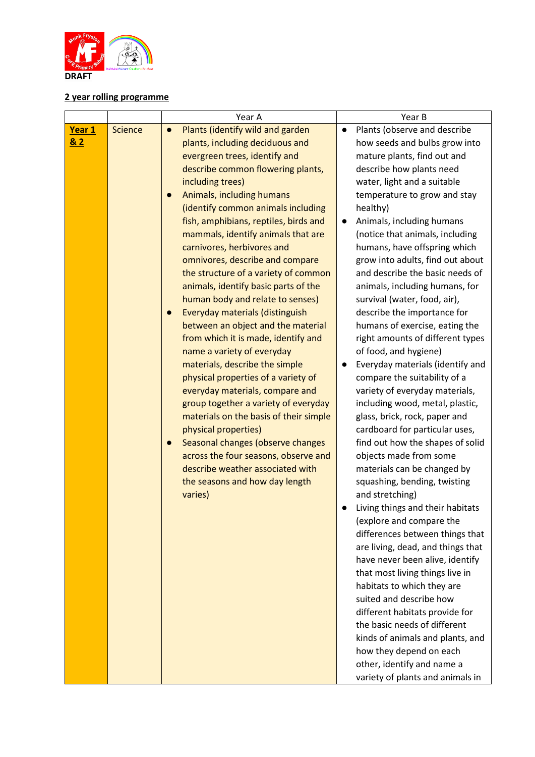**DRAFT**

**2 year rolling programme**

| | | Year A | Year B |
|---|---|---|---|
| **Year 1 & 2** | Science | • Plants (identify wild and garden plants, including deciduous and evergreen trees, identify and describe common flowering plants, including trees)<br>• Animals, including humans (identify common animals including fish, amphibians, reptiles, birds and mammals, identify animals that are carnivores, herbivores and omnivores, describe and compare the structure of a variety of common animals, identify basic parts of the human body and relate to senses)<br>• Everyday materials (distinguish between an object and the material from which it is made, identify and name a variety of everyday materials, describe the simple physical properties of a variety of everyday materials, compare and group together a variety of everyday materials on the basis of their simple physical properties)<br>• Seasonal changes (observe changes across the four seasons, observe and describe weather associated with the seasons and how day length varies) | • Plants (observe and describe how seeds and bulbs grow into mature plants, find out and describe how plants need water, light and a suitable temperature to grow and stay healthy)<br>• Animals, including humans (notice that animals, including humans, have offspring which grow into adults, find out about and describe the basic needs of animals, including humans, for survival (water, food, air), describe the importance for humans of exercise, eating the right amounts of different types of food, and hygiene)<br>• Everyday materials (identify and compare the suitability of a variety of everyday materials, including wood, metal, plastic, glass, brick, rock, paper and cardboard for particular uses, find out how the shapes of solid objects made from some materials can be changed by squashing, bending, twisting and stretching)<br>• Living things and their habitats (explore and compare the differences between things that are living, dead, and things that have never been alive, identify that most living things live in habitats to which they are suited and describe how different habitats provide for the basic needs of different kinds of animals and plants, and how they depend on each other, identify and name a variety of plants and animals in |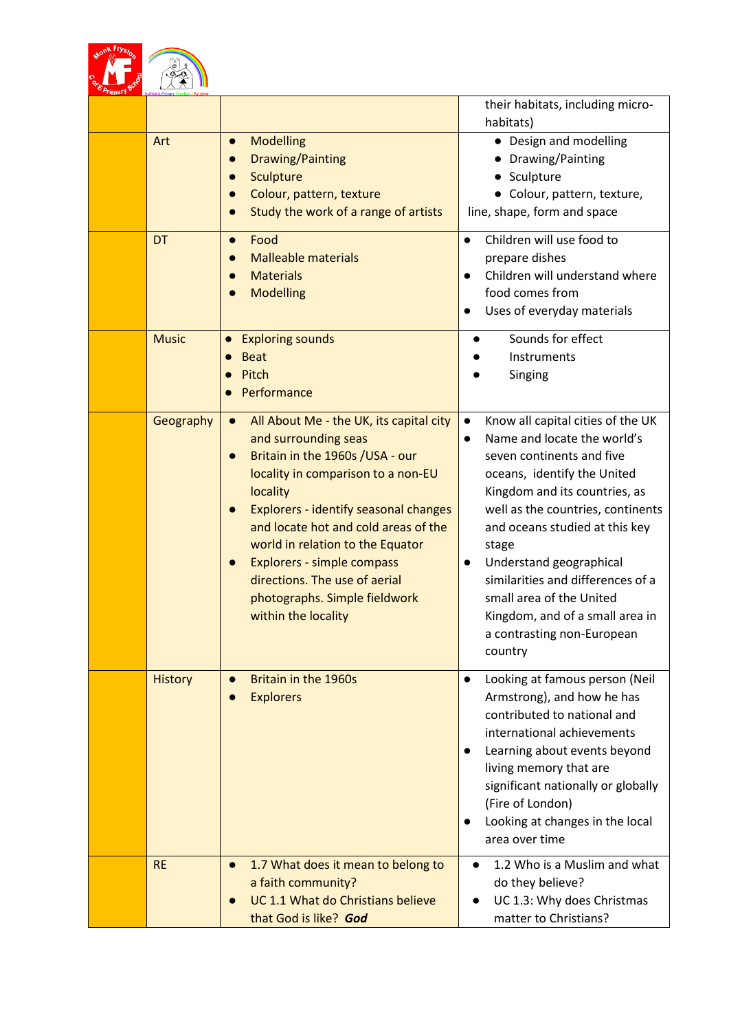| | | | |
|---|---|---|---|
| | | | their habitats, including micro-habitats) |
| | Art | • Modelling<br>• Drawing/Painting<br>• Sculpture<br>• Colour, pattern, texture<br>• Study the work of a range of artists | • Design and modelling<br>• Drawing/Painting<br>• Sculpture<br>• Colour, pattern, texture, line, shape, form and space |
| | DT | • Food<br>• Malleable materials<br>• Materials<br>• Modelling | • Children will use food to prepare dishes<br>• Children will understand where food comes from<br>• Uses of everyday materials |
| | Music | • Exploring sounds<br>• Beat<br>• Pitch<br>• Performance | • Sounds for effect<br>• Instruments<br>• Singing |
| | Geography | • All About Me - the UK, its capital city and surrounding seas<br>• Britain in the 1960s /USA - our locality in comparison to a non-EU locality<br>• Explorers - identify seasonal changes and locate hot and cold areas of the world in relation to the Equator<br>• Explorers - simple compass directions. The use of aerial photographs. Simple fieldwork within the locality | • Know all capital cities of the UK<br>• Name and locate the world's seven continents and five oceans, identify the United Kingdom and its countries, as well as the countries, continents and oceans studied at this key stage<br>• Understand geographical similarities and differences of a small area of the United Kingdom, and of a small area in a contrasting non-European country |
| | History | • Britain in the 1960s<br>• Explorers | • Looking at famous person (Neil Armstrong), and how he has contributed to national and international achievements<br>• Learning about events beyond living memory that are significant nationally or globally (Fire of London)<br>• Looking at changes in the local area over time |
| | RE | • 1.7 What does it mean to belong to a faith community?<br>• UC 1.1 What do Christians believe that God is like? ***God*** | • 1.2 Who is a Muslim and what do they believe?<br>• UC 1.3: Why does Christmas matter to Christians? |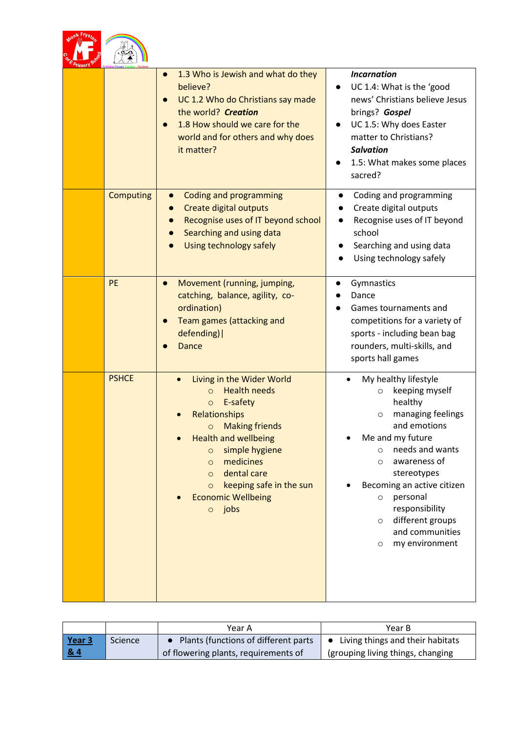| | | | |
|---|---|---|---|
| | | - 1.3 Who is Jewish and what do they believe?<br>- UC 1.2 Who do Christians say made the world? ***Creation***<br>- 1.8 How should we care for the world and for others and why does it matter? | ***Incarnation***<br>- UC 1.4: What is the 'good news' Christians believe Jesus brings? ***Gospel***<br>- UC 1.5: Why does Easter matter to Christians? ***Salvation***<br>- 1.5: What makes some places sacred? |
| | Computing | - Coding and programming<br>- Create digital outputs<br>- Recognise uses of IT beyond school<br>- Searching and using data<br>- Using technology safely | - Coding and programming<br>- Create digital outputs<br>- Recognise uses of IT beyond school<br>- Searching and using data<br>- Using technology safely |
| | PE | - Movement (running, jumping, catching, balance, agility, co-ordination)<br>- Team games (attacking and defending)\|<br>- Dance | - Gymnastics<br>- Dance<br>- Games tournaments and competitions for a variety of sports - including bean bag rounders, multi-skills, and sports hall games |
| | PSHCE | - Living in the Wider World<br>&nbsp;&nbsp;○ Health needs<br>&nbsp;&nbsp;○ E-safety<br>- Relationships<br>&nbsp;&nbsp;○ Making friends<br>- Health and wellbeing<br>&nbsp;&nbsp;○ simple hygiene<br>&nbsp;&nbsp;○ medicines<br>&nbsp;&nbsp;○ dental care<br>&nbsp;&nbsp;○ keeping safe in the sun<br>- Economic Wellbeing<br>&nbsp;&nbsp;○ jobs | - My healthy lifestyle<br>&nbsp;&nbsp;○ keeping myself healthy<br>&nbsp;&nbsp;○ managing feelings and emotions<br>- Me and my future<br>&nbsp;&nbsp;○ needs and wants<br>&nbsp;&nbsp;○ awareness of stereotypes<br>- Becoming an active citizen<br>&nbsp;&nbsp;○ personal responsibility<br>&nbsp;&nbsp;○ different groups and communities<br>&nbsp;&nbsp;○ my environment |

| | | Year A | Year B |
|---|---|---|---|
| **Year 3 & 4** | Science | - Plants (functions of different parts of flowering plants, requirements of | - Living things and their habitats (grouping living things, changing |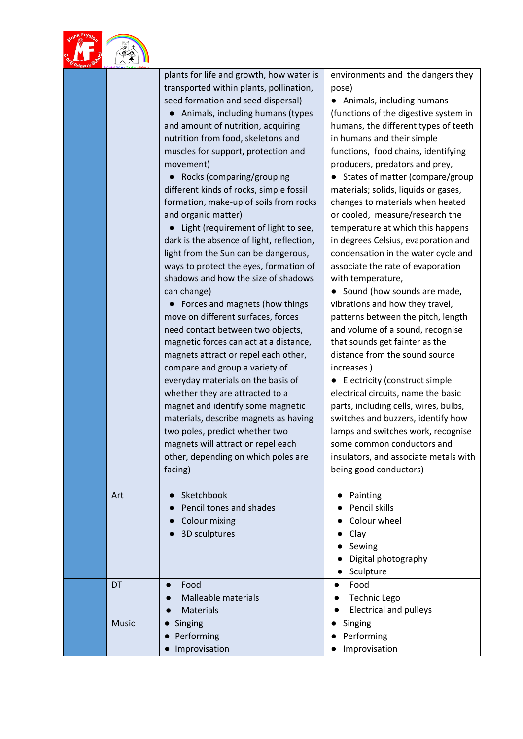| | | | |
|---|---|---|---|
| | | plants for life and growth, how water is transported within plants, pollination, seed formation and seed dispersal)<br>● Animals, including humans (types and amount of nutrition, acquiring nutrition from food, skeletons and muscles for support, protection and movement)<br>● Rocks (comparing/grouping different kinds of rocks, simple fossil formation, make-up of soils from rocks and organic matter)<br>● Light (requirement of light to see, dark is the absence of light, reflection, light from the Sun can be dangerous, ways to protect the eyes, formation of shadows and how the size of shadows can change)<br>● Forces and magnets (how things move on different surfaces, forces need contact between two objects, magnetic forces can act at a distance, magnets attract or repel each other, compare and group a variety of everyday materials on the basis of whether they are attracted to a magnet and identify some magnetic materials, describe magnets as having two poles, predict whether two magnets will attract or repel each other, depending on which poles are facing) | environments and the dangers they pose)<br>● Animals, including humans (functions of the digestive system in humans, the different types of teeth in humans and their simple functions, food chains, identifying producers, predators and prey,<br>● States of matter (compare/group materials; solids, liquids or gases, changes to materials when heated or cooled, measure/research the temperature at which this happens in degrees Celsius, evaporation and condensation in the water cycle and associate the rate of evaporation with temperature,<br>● Sound (how sounds are made, vibrations and how they travel, patterns between the pitch, length and volume of a sound, recognise that sounds get fainter as the distance from the sound source increases )<br>● Electricity (construct simple electrical circuits, name the basic parts, including cells, wires, bulbs, switches and buzzers, identify how lamps and switches work, recognise some common conductors and insulators, and associate metals with being good conductors) |
| | Art | ● Sketchbook<br>● Pencil tones and shades<br>● Colour mixing<br>● 3D sculptures | ● Painting<br>● Pencil skills<br>● Colour wheel<br>● Clay<br>● Sewing<br>● Digital photography<br>● Sculpture |
| | DT | ● Food<br>● Malleable materials<br>● Materials | ● Food<br>● Technic Lego<br>● Electrical and pulleys |
| | Music | ● Singing<br>● Performing<br>● Improvisation | ● Singing<br>● Performing<br>● Improvisation |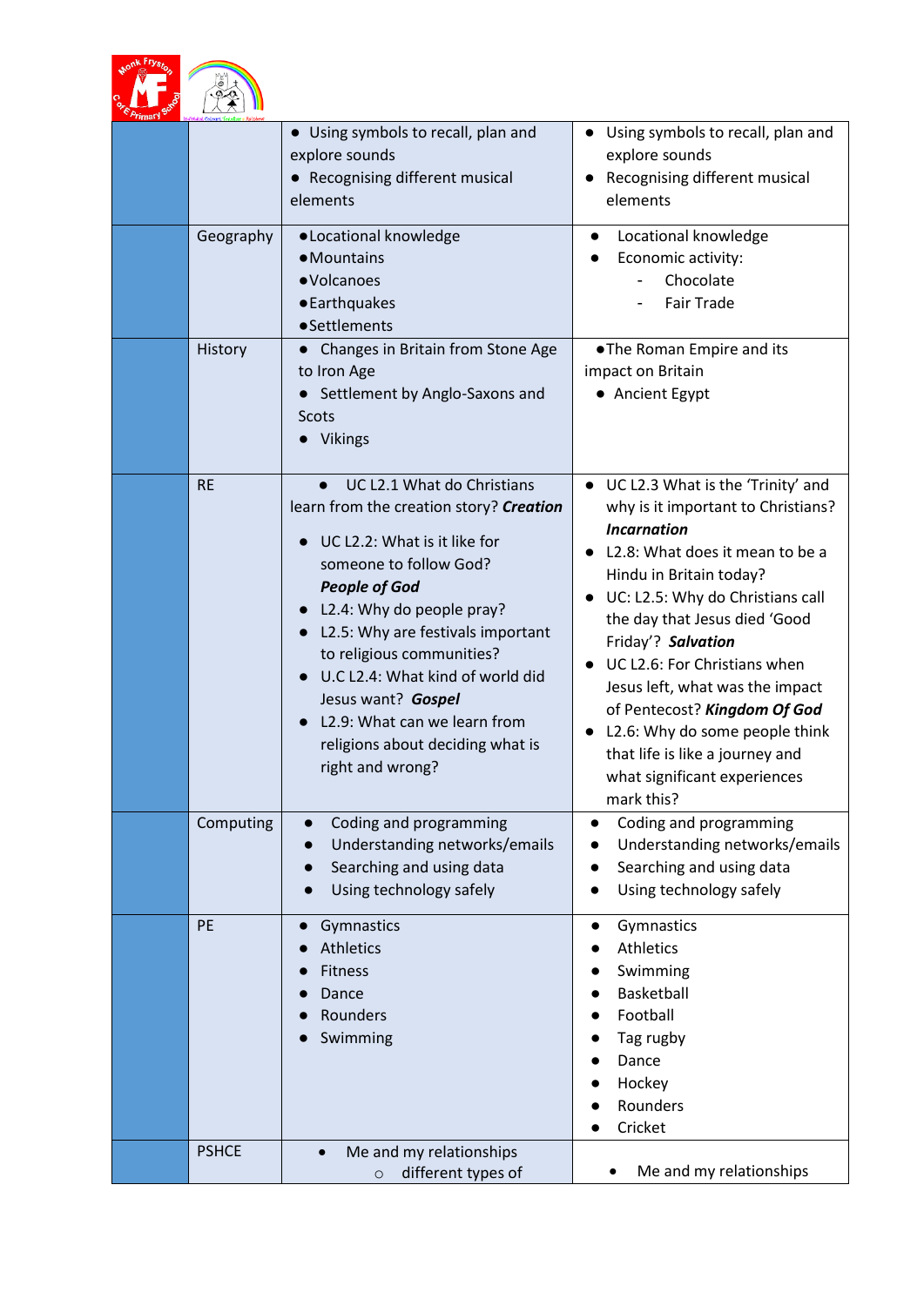| | | | |
|---|---|---|---|
| | | • Using symbols to recall, plan and explore sounds<br>• Recognising different musical elements | • Using symbols to recall, plan and explore sounds<br>• Recognising different musical elements |
| | Geography | • Locational knowledge<br>• Mountains<br>• Volcanoes<br>• Earthquakes<br>• Settlements | • Locational knowledge<br>• Economic activity:<br>- Chocolate<br>- Fair Trade |
| | History | • Changes in Britain from Stone Age to Iron Age<br>• Settlement by Anglo-Saxons and Scots<br>• Vikings | • The Roman Empire and its impact on Britain<br>• Ancient Egypt |
| | RE | • UC L2.1 What do Christians learn from the creation story? ***Creation***<br>• UC L2.2: What is it like for someone to follow God? ***People of God***<br>• L2.4: Why do people pray?<br>• L2.5: Why are festivals important to religious communities?<br>• U.C L2.4: What kind of world did Jesus want? ***Gospel***<br>• L2.9: What can we learn from religions about deciding what is right and wrong? | • UC L2.3 What is the 'Trinity' and why is it important to Christians? ***Incarnation***<br>• L2.8: What does it mean to be a Hindu in Britain today?<br>• UC: L2.5: Why do Christians call the day that Jesus died 'Good Friday'? ***Salvation***<br>• UC L2.6: For Christians when Jesus left, what was the impact of Pentecost? ***Kingdom Of God***<br>• L2.6: Why do some people think that life is like a journey and what significant experiences mark this? |
| | Computing | • Coding and programming<br>• Understanding networks/emails<br>• Searching and using data<br>• Using technology safely | • Coding and programming<br>• Understanding networks/emails<br>• Searching and using data<br>• Using technology safely |
| | PE | • Gymnastics<br>• Athletics<br>• Fitness<br>• Dance<br>• Rounders<br>• Swimming | • Gymnastics<br>• Athletics<br>• Swimming<br>• Basketball<br>• Football<br>• Tag rugby<br>• Dance<br>• Hockey<br>• Rounders<br>• Cricket |
| | PSHCE | • Me and my relationships<br>○ different types of | • Me and my relationships |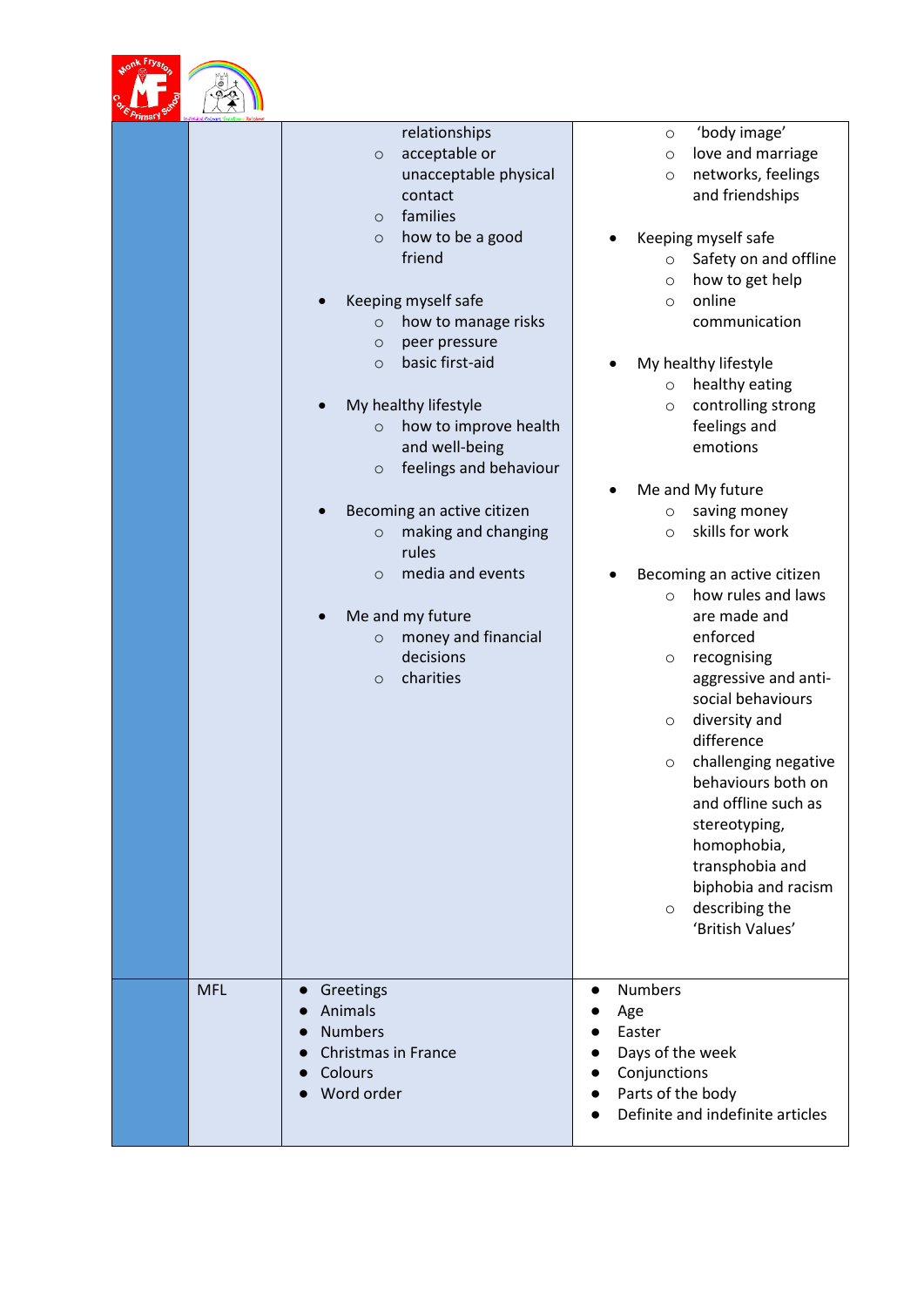| | | | |
|---|---|---|---|
| | | relationships<br>◦ acceptable or unacceptable physical contact<br>◦ families<br>◦ how to be a good friend<br><br>• Keeping myself safe<br>◦ how to manage risks<br>◦ peer pressure<br>◦ basic first-aid<br><br>• My healthy lifestyle<br>◦ how to improve health and well-being<br>◦ feelings and behaviour<br><br>• Becoming an active citizen<br>◦ making and changing rules<br>◦ media and events<br><br>• Me and my future<br>◦ money and financial decisions<br>◦ charities | ◦ 'body image'<br>◦ love and marriage<br>◦ networks, feelings and friendships<br><br>• Keeping myself safe<br>◦ Safety on and offline<br>◦ how to get help<br>◦ online communication<br><br>• My healthy lifestyle<br>◦ healthy eating<br>◦ controlling strong feelings and emotions<br><br>• Me and My future<br>◦ saving money<br>◦ skills for work<br><br>• Becoming an active citizen<br>◦ how rules and laws are made and enforced<br>◦ recognising aggressive and anti-social behaviours<br>◦ diversity and difference<br>◦ challenging negative behaviours both on and offline such as stereotyping, homophobia, transphobia and biphobia and racism<br>◦ describing the 'British Values' |
| | MFL | • Greetings<br>• Animals<br>• Numbers<br>• Christmas in France<br>• Colours<br>• Word order | • Numbers<br>• Age<br>• Easter<br>• Days of the week<br>• Conjunctions<br>• Parts of the body<br>• Definite and indefinite articles |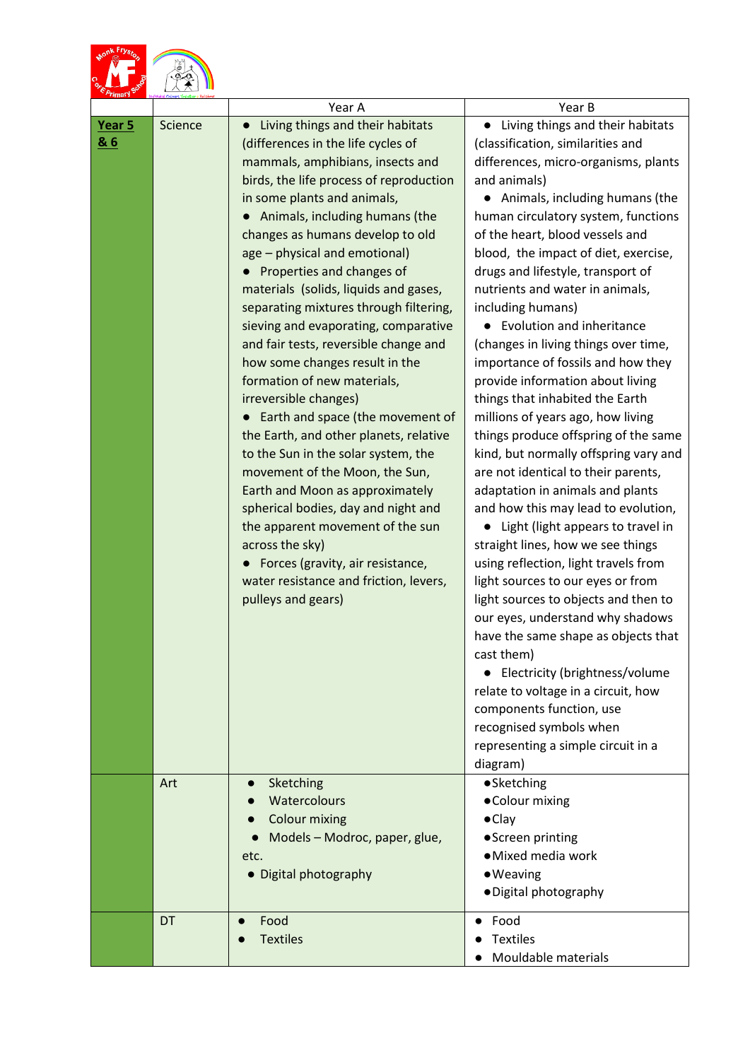| | | Year A | Year B |
|---|---|---|---|
| **Year 5 & 6** | Science | ● Living things and their habitats (differences in the life cycles of mammals, amphibians, insects and birds, the life process of reproduction in some plants and animals, <br>● Animals, including humans (the changes as humans develop to old age – physical and emotional) <br>● Properties and changes of materials (solids, liquids and gases, separating mixtures through filtering, sieving and evaporating, comparative and fair tests, reversible change and how some changes result in the formation of new materials, irreversible changes) <br>● Earth and space (the movement of the Earth, and other planets, relative to the Sun in the solar system, the movement of the Moon, the Sun, Earth and Moon as approximately spherical bodies, day and night and the apparent movement of the sun across the sky) <br>● Forces (gravity, air resistance, water resistance and friction, levers, pulleys and gears) | ● Living things and their habitats (classification, similarities and differences, micro-organisms, plants and animals) <br>● Animals, including humans (the human circulatory system, functions of the heart, blood vessels and blood, the impact of diet, exercise, drugs and lifestyle, transport of nutrients and water in animals, including humans) <br>● Evolution and inheritance (changes in living things over time, importance of fossils and how they provide information about living things that inhabited the Earth millions of years ago, how living things produce offspring of the same kind, but normally offspring vary and are not identical to their parents, adaptation in animals and plants and how this may lead to evolution, <br>● Light (light appears to travel in straight lines, how we see things using reflection, light travels from light sources to our eyes or from light sources to objects and then to our eyes, understand why shadows have the same shape as objects that cast them) <br>● Electricity (brightness/volume relate to voltage in a circuit, how components function, use recognised symbols when representing a simple circuit in a diagram) |
| | Art | ● Sketching <br>● Watercolours <br>● Colour mixing <br>● Models – Modroc, paper, glue, etc. <br>● Digital photography | ● Sketching <br>● Colour mixing <br>● Clay <br>● Screen printing <br>● Mixed media work <br>● Weaving <br>● Digital photography |
| | DT | ● Food <br>● Textiles | ● Food <br>● Textiles <br>● Mouldable materials |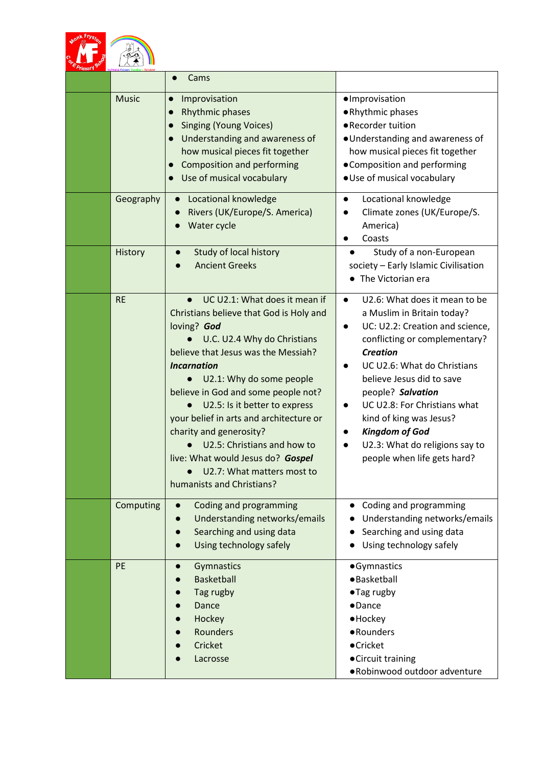| | | | |
|---|---|---|---|
| | | • Cams | |
| | Music | • Improvisation<br>• Rhythmic phases<br>• Singing (Young Voices)<br>• Understanding and awareness of how musical pieces fit together<br>• Composition and performing<br>• Use of musical vocabulary | • Improvisation<br>• Rhythmic phases<br>• Recorder tuition<br>• Understanding and awareness of how musical pieces fit together<br>• Composition and performing<br>• Use of musical vocabulary |
| | Geography | • Locational knowledge<br>• Rivers (UK/Europe/S. America)<br>• Water cycle | • Locational knowledge<br>• Climate zones (UK/Europe/S. America)<br>• Coasts |
| | History | • Study of local history<br>• Ancient Greeks | • Study of a non-European society – Early Islamic Civilisation<br>• The Victorian era |
| | RE | • UC U2.1: What does it mean if Christians believe that God is Holy and loving? ***God***<br>• U.C. U2.4 Why do Christians believe that Jesus was the Messiah? ***Incarnation***<br>• U2.1: Why do some people believe in God and some people not?<br>• U2.5: Is it better to express your belief in arts and architecture or charity and generosity?<br>• U2.5: Christians and how to live: What would Jesus do? ***Gospel***<br>• U2.7: What matters most to humanists and Christians? | • U2.6: What does it mean to be a Muslim in Britain today?<br>• UC: U2.2: Creation and science, conflicting or complementary? ***Creation***<br>• UC U2.6: What do Christians believe Jesus did to save people? ***Salvation***<br>• UC U2.8: For Christians what kind of king was Jesus?<br>• ***Kingdom of God***<br>• U2.3: What do religions say to people when life gets hard? |
| | Computing | • Coding and programming<br>• Understanding networks/emails<br>• Searching and using data<br>• Using technology safely | • Coding and programming<br>• Understanding networks/emails<br>• Searching and using data<br>• Using technology safely |
| | PE | • Gymnastics<br>• Basketball<br>• Tag rugby<br>• Dance<br>• Hockey<br>• Rounders<br>• Cricket<br>• Lacrosse | • Gymnastics<br>• Basketball<br>• Tag rugby<br>• Dance<br>• Hockey<br>• Rounders<br>• Cricket<br>• Circuit training<br>• Robinwood outdoor adventure |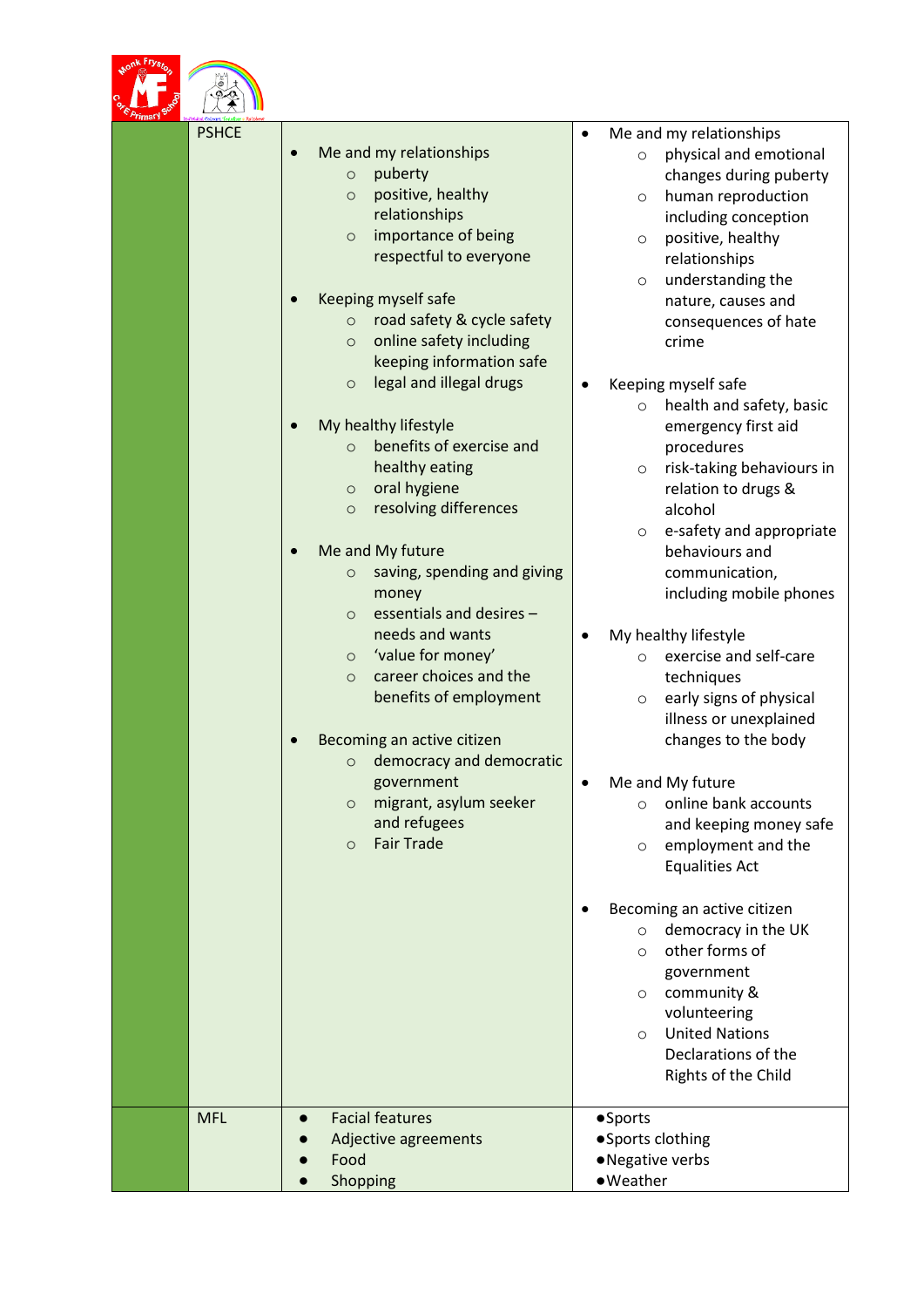| | | | |
|---|---|---|---|
| | PSHCE | <ul><li>Me and my relationships<ul><li>puberty</li><li>positive, healthy relationships</li><li>importance of being respectful to everyone</li></ul></li><li>Keeping myself safe<ul><li>road safety & cycle safety</li><li>online safety including keeping information safe</li><li>legal and illegal drugs</li></ul></li><li>My healthy lifestyle<ul><li>benefits of exercise and healthy eating</li><li>oral hygiene</li><li>resolving differences</li></ul></li><li>Me and My future<ul><li>saving, spending and giving money</li><li>essentials and desires – needs and wants</li><li>'value for money'</li><li>career choices and the benefits of employment</li></ul></li><li>Becoming an active citizen<ul><li>democracy and democratic government</li><li>migrant, asylum seeker and refugees</li><li>Fair Trade</li></ul></li></ul> | <ul><li>Me and my relationships<ul><li>physical and emotional changes during puberty</li><li>human reproduction including conception</li><li>positive, healthy relationships</li><li>understanding the nature, causes and consequences of hate crime</li></ul></li><li>Keeping myself safe<ul><li>health and safety, basic emergency first aid procedures</li><li>risk-taking behaviours in relation to drugs & alcohol</li><li>e-safety and appropriate behaviours and communication, including mobile phones</li></ul></li><li>My healthy lifestyle<ul><li>exercise and self-care techniques</li><li>early signs of physical illness or unexplained changes to the body</li></ul></li><li>Me and My future<ul><li>online bank accounts and keeping money safe</li><li>employment and the Equalities Act</li></ul></li><li>Becoming an active citizen<ul><li>democracy in the UK</li><li>other forms of government</li><li>community & volunteering</li><li>United Nations Declarations of the Rights of the Child</li></ul></li></ul> |
| | MFL | <ul><li>Facial features</li><li>Adjective agreements</li><li>Food</li><li>Shopping</li></ul> | <ul><li>Sports</li><li>Sports clothing</li><li>Negative verbs</li><li>Weather</li></ul> |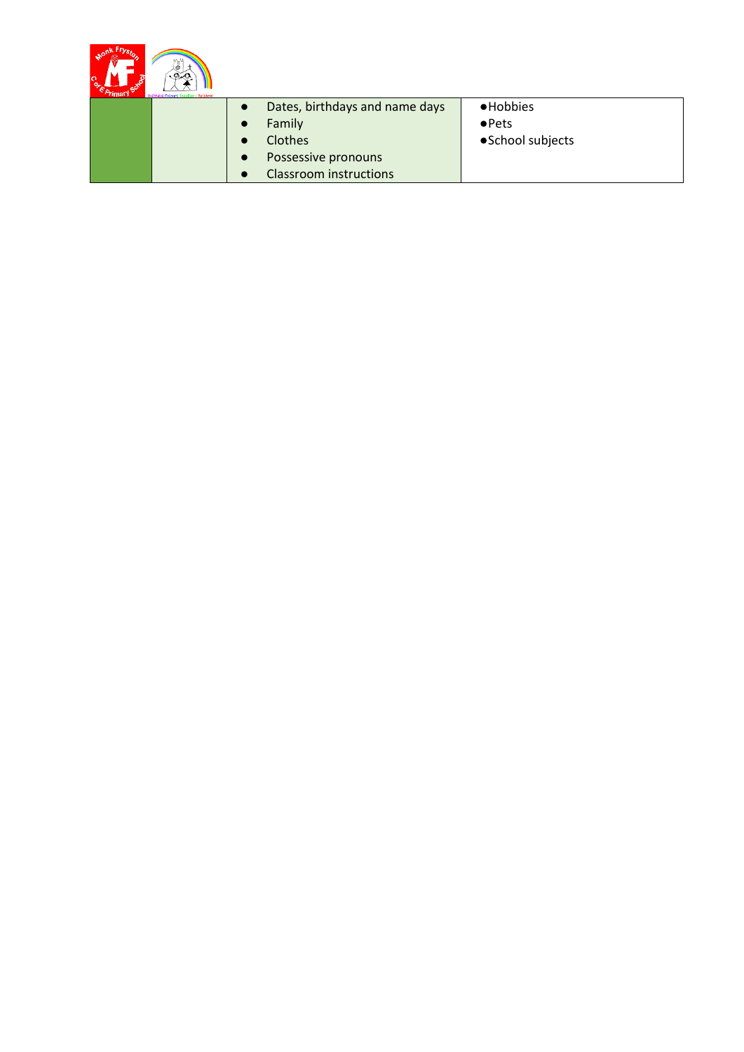| | | | |
|---|---|---|---|
| | | • Dates, birthdays and name days<br>• Family<br>• Clothes<br>• Possessive pronouns<br>• Classroom instructions | • Hobbies<br>• Pets<br>• School subjects |